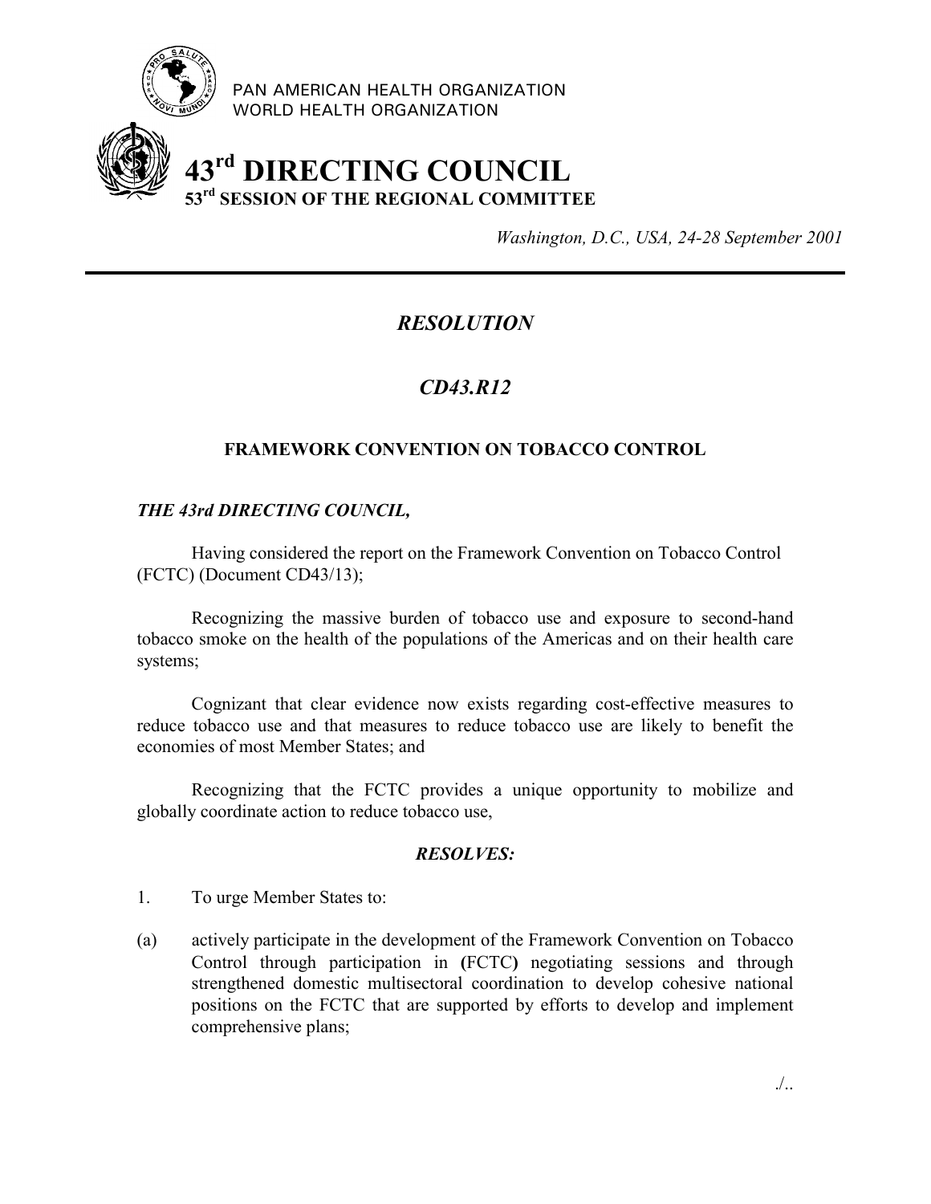PAN AMERICAN HEALTH ORGANIZATION
WORLD HEALTH ORGANIZATION

# 43rd DIRECTING COUNCIL
## 53rd SESSION OF THE REGIONAL COMMITTEE

*Washington, D.C., USA, 24-28 September 2001*

---

## *RESOLUTION*

## *CD43.R12*

### FRAMEWORK CONVENTION ON TOBACCO CONTROL

***THE 43rd DIRECTING COUNCIL,***

Having considered the report on the Framework Convention on Tobacco Control (FCTC) (Document CD43/13);

Recognizing the massive burden of tobacco use and exposure to second-hand tobacco smoke on the health of the populations of the Americas and on their health care systems;

Cognizant that clear evidence now exists regarding cost-effective measures to reduce tobacco use and that measures to reduce tobacco use are likely to benefit the economies of most Member States; and

Recognizing that the FCTC provides a unique opportunity to mobilize and globally coordinate action to reduce tobacco use,

***RESOLVES:***

1. To urge Member States to:

(a) actively participate in the development of the Framework Convention on Tobacco Control through participation in **(**FCTC**)** negotiating sessions and through strengthened domestic multisectoral coordination to develop cohesive national positions on the FCTC that are supported by efforts to develop and implement comprehensive plans;

./..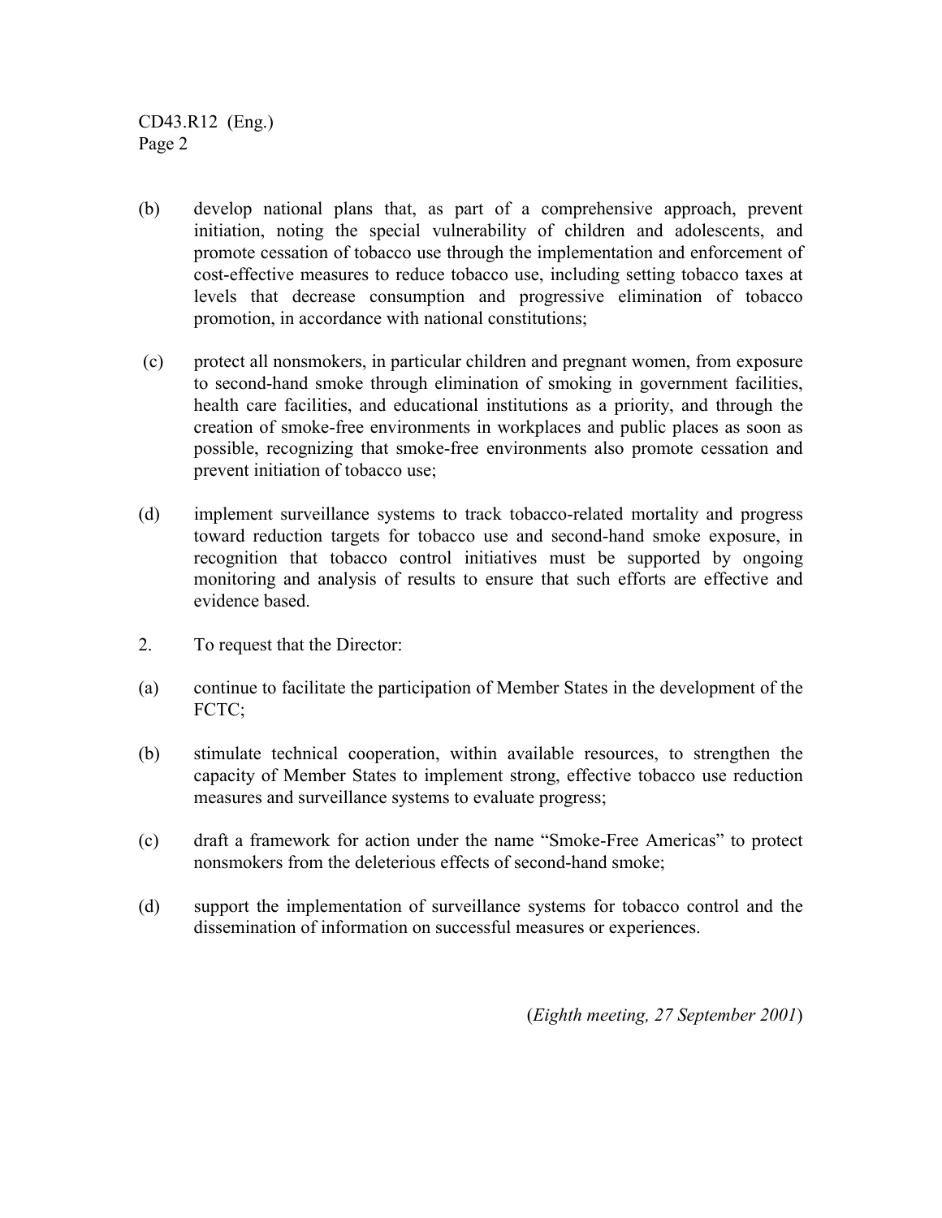(b) develop national plans that, as part of a comprehensive approach, prevent initiation, noting the special vulnerability of children and adolescents, and promote cessation of tobacco use through the implementation and enforcement of cost-effective measures to reduce tobacco use, including setting tobacco taxes at levels that decrease consumption and progressive elimination of tobacco promotion, in accordance with national constitutions;

(c) protect all nonsmokers, in particular children and pregnant women, from exposure to second-hand smoke through elimination of smoking in government facilities, health care facilities, and educational institutions as a priority, and through the creation of smoke-free environments in workplaces and public places as soon as possible, recognizing that smoke-free environments also promote cessation and prevent initiation of tobacco use;

(d) implement surveillance systems to track tobacco-related mortality and progress toward reduction targets for tobacco use and second-hand smoke exposure, in recognition that tobacco control initiatives must be supported by ongoing monitoring and analysis of results to ensure that such efforts are effective and evidence based.

2. To request that the Director:

(a) continue to facilitate the participation of Member States in the development of the FCTC;

(b) stimulate technical cooperation, within available resources, to strengthen the capacity of Member States to implement strong, effective tobacco use reduction measures and surveillance systems to evaluate progress;

(c) draft a framework for action under the name "Smoke-Free Americas" to protect nonsmokers from the deleterious effects of second-hand smoke;

(d) support the implementation of surveillance systems for tobacco control and the dissemination of information on successful measures or experiences.

(*Eighth meeting, 27 September 2001*)